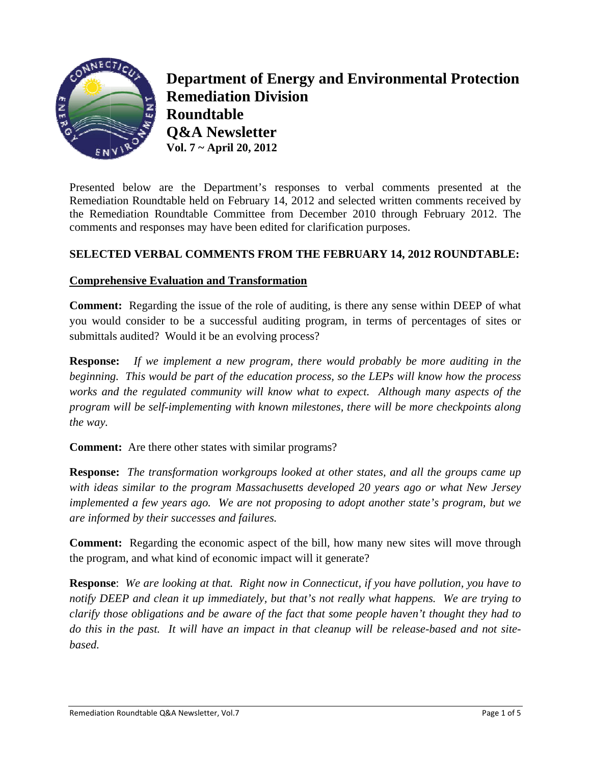# Department of Energy and Environmental Protection
## Remediation Division
## Roundtable
## Q&A Newsletter
**Vol. 7 ~ April 20, 2012**

Presented below are the Department's responses to verbal comments presented at the Remediation Roundtable held on February 14, 2012 and selected written comments received by the Remediation Roundtable Committee from December 2010 through February 2012. The comments and responses may have been edited for clarification purposes.

**SELECTED VERBAL COMMENTS FROM THE FEBRUARY 14, 2012 ROUNDTABLE:**

**Comprehensive Evaluation and Transformation**

**Comment:** Regarding the issue of the role of auditing, is there any sense within DEEP of what you would consider to be a successful auditing program, in terms of percentages of sites or submittals audited? Would it be an evolving process?

**Response:** *If we implement a new program, there would probably be more auditing in the beginning. This would be part of the education process, so the LEPs will know how the process works and the regulated community will know what to expect. Although many aspects of the program will be self-implementing with known milestones, there will be more checkpoints along the way.*

**Comment:** Are there other states with similar programs?

**Response:** *The transformation workgroups looked at other states, and all the groups came up with ideas similar to the program Massachusetts developed 20 years ago or what New Jersey implemented a few years ago. We are not proposing to adopt another state's program, but we are informed by their successes and failures.*

**Comment:** Regarding the economic aspect of the bill, how many new sites will move through the program, and what kind of economic impact will it generate?

**Response**: *We are looking at that. Right now in Connecticut, if you have pollution, you have to notify DEEP and clean it up immediately, but that's not really what happens. We are trying to clarify those obligations and be aware of the fact that some people haven't thought they had to do this in the past. It will have an impact in that cleanup will be release-based and not site-based.*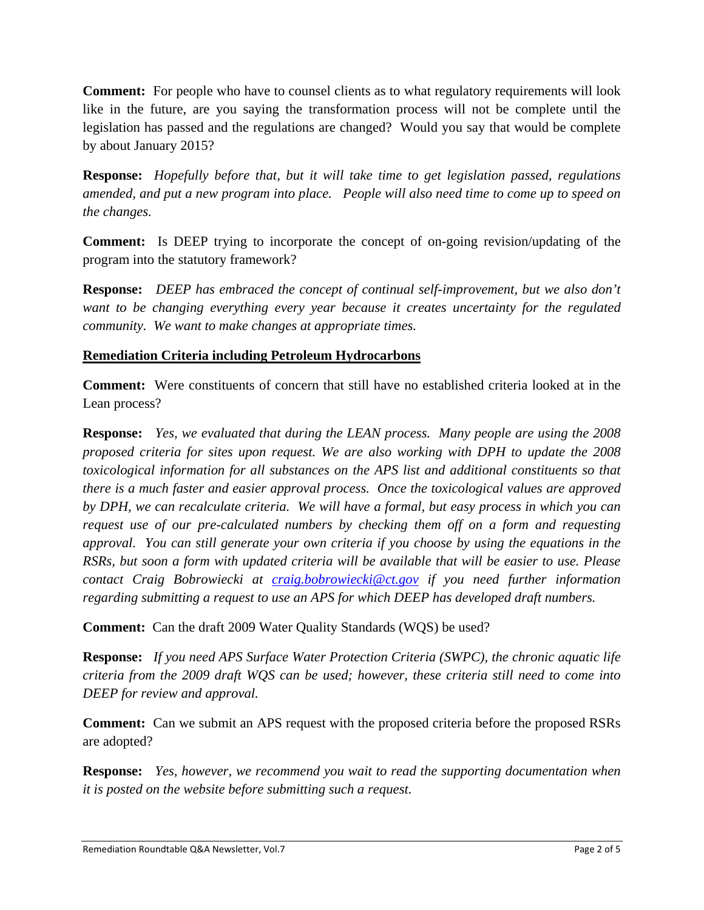**Comment:** For people who have to counsel clients as to what regulatory requirements will look like in the future, are you saying the transformation process will not be complete until the legislation has passed and the regulations are changed? Would you say that would be complete by about January 2015?

**Response:** *Hopefully before that, but it will take time to get legislation passed, regulations amended, and put a new program into place. People will also need time to come up to speed on the changes.*

**Comment:** Is DEEP trying to incorporate the concept of on-going revision/updating of the program into the statutory framework?

**Response:** *DEEP has embraced the concept of continual self-improvement, but we also don't want to be changing everything every year because it creates uncertainty for the regulated community. We want to make changes at appropriate times.*

## Remediation Criteria including Petroleum Hydrocarbons

**Comment:** Were constituents of concern that still have no established criteria looked at in the Lean process?

**Response:** *Yes, we evaluated that during the LEAN process. Many people are using the 2008 proposed criteria for sites upon request. We are also working with DPH to update the 2008 toxicological information for all substances on the APS list and additional constituents so that there is a much faster and easier approval process. Once the toxicological values are approved by DPH, we can recalculate criteria. We will have a formal, but easy process in which you can request use of our pre-calculated numbers by checking them off on a form and requesting approval. You can still generate your own criteria if you choose by using the equations in the RSRs, but soon a form with updated criteria will be available that will be easier to use. Please contact Craig Bobrowiecki at craig.bobrowiecki@ct.gov if you need further information regarding submitting a request to use an APS for which DEEP has developed draft numbers.*

**Comment:** Can the draft 2009 Water Quality Standards (WQS) be used?

**Response:** *If you need APS Surface Water Protection Criteria (SWPC), the chronic aquatic life criteria from the 2009 draft WQS can be used; however, these criteria still need to come into DEEP for review and approval.*

**Comment:** Can we submit an APS request with the proposed criteria before the proposed RSRs are adopted?

**Response:** *Yes, however, we recommend you wait to read the supporting documentation when it is posted on the website before submitting such a request.*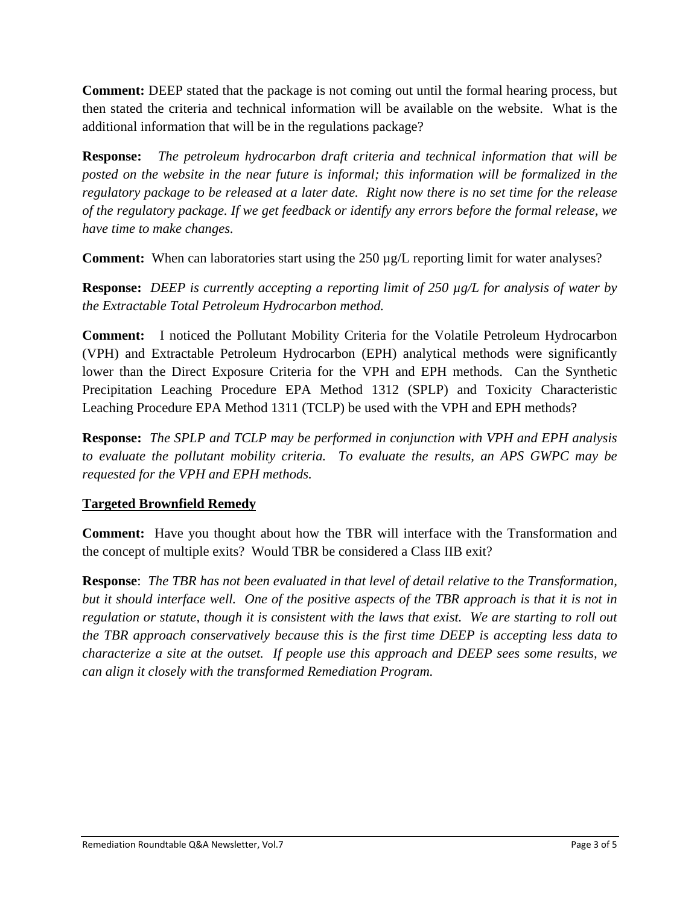**Comment:** DEEP stated that the package is not coming out until the formal hearing process, but then stated the criteria and technical information will be available on the website. What is the additional information that will be in the regulations package?

**Response:** *The petroleum hydrocarbon draft criteria and technical information that will be posted on the website in the near future is informal; this information will be formalized in the regulatory package to be released at a later date. Right now there is no set time for the release of the regulatory package. If we get feedback or identify any errors before the formal release, we have time to make changes.*

**Comment:** When can laboratories start using the 250 µg/L reporting limit for water analyses?

**Response:** *DEEP is currently accepting a reporting limit of 250 µg/L for analysis of water by the Extractable Total Petroleum Hydrocarbon method.*

**Comment:** I noticed the Pollutant Mobility Criteria for the Volatile Petroleum Hydrocarbon (VPH) and Extractable Petroleum Hydrocarbon (EPH) analytical methods were significantly lower than the Direct Exposure Criteria for the VPH and EPH methods. Can the Synthetic Precipitation Leaching Procedure EPA Method 1312 (SPLP) and Toxicity Characteristic Leaching Procedure EPA Method 1311 (TCLP) be used with the VPH and EPH methods?

**Response:** *The SPLP and TCLP may be performed in conjunction with VPH and EPH analysis to evaluate the pollutant mobility criteria. To evaluate the results, an APS GWPC may be requested for the VPH and EPH methods.*

## Targeted Brownfield Remedy

**Comment:** Have you thought about how the TBR will interface with the Transformation and the concept of multiple exits? Would TBR be considered a Class IIB exit?

**Response**: *The TBR has not been evaluated in that level of detail relative to the Transformation, but it should interface well. One of the positive aspects of the TBR approach is that it is not in regulation or statute, though it is consistent with the laws that exist. We are starting to roll out the TBR approach conservatively because this is the first time DEEP is accepting less data to characterize a site at the outset. If people use this approach and DEEP sees some results, we can align it closely with the transformed Remediation Program.*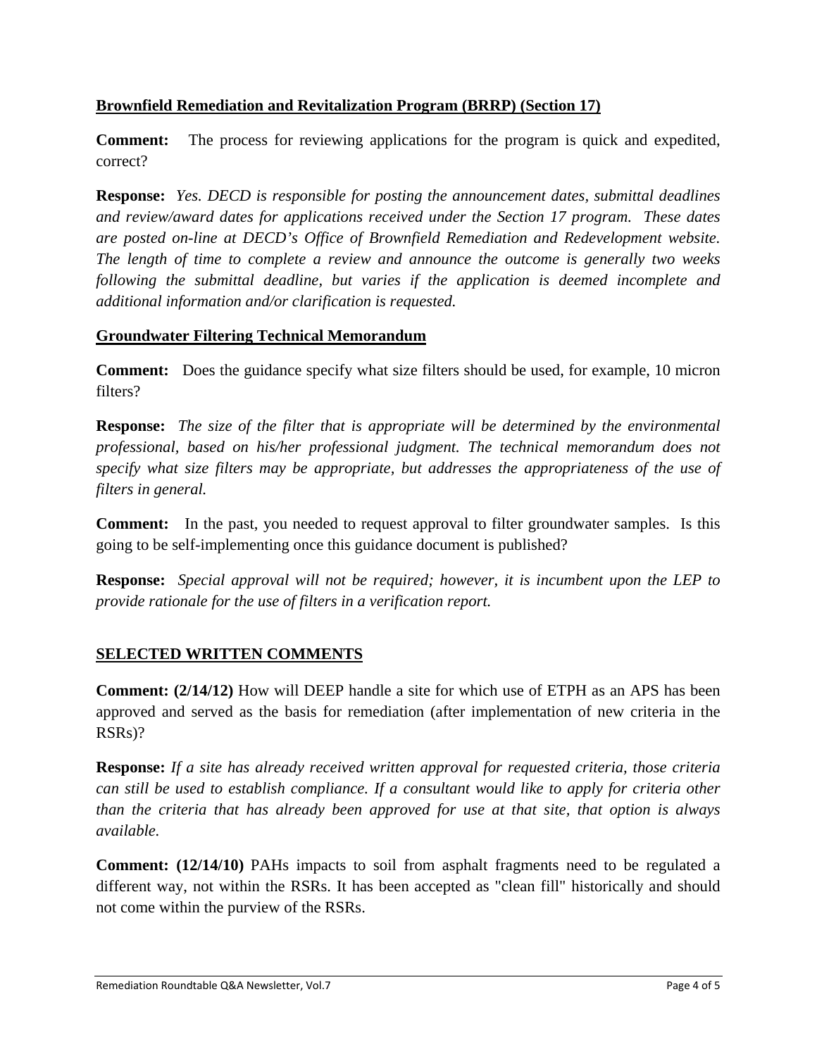**Brownfield Remediation and Revitalization Program (BRRP) (Section 17)**

**Comment:** The process for reviewing applications for the program is quick and expedited, correct?

**Response:** *Yes. DECD is responsible for posting the announcement dates, submittal deadlines and review/award dates for applications received under the Section 17 program. These dates are posted on-line at DECD's Office of Brownfield Remediation and Redevelopment website. The length of time to complete a review and announce the outcome is generally two weeks following the submittal deadline, but varies if the application is deemed incomplete and additional information and/or clarification is requested.*

**Groundwater Filtering Technical Memorandum**

**Comment:** Does the guidance specify what size filters should be used, for example, 10 micron filters?

**Response:** *The size of the filter that is appropriate will be determined by the environmental professional, based on his/her professional judgment. The technical memorandum does not specify what size filters may be appropriate, but addresses the appropriateness of the use of filters in general.*

**Comment:** In the past, you needed to request approval to filter groundwater samples. Is this going to be self-implementing once this guidance document is published?

**Response:** *Special approval will not be required; however, it is incumbent upon the LEP to provide rationale for the use of filters in a verification report.*

## SELECTED WRITTEN COMMENTS

**Comment: (2/14/12)** How will DEEP handle a site for which use of ETPH as an APS has been approved and served as the basis for remediation (after implementation of new criteria in the RSRs)?

**Response:** *If a site has already received written approval for requested criteria, those criteria can still be used to establish compliance. If a consultant would like to apply for criteria other than the criteria that has already been approved for use at that site, that option is always available.*

**Comment: (12/14/10)** PAHs impacts to soil from asphalt fragments need to be regulated a different way, not within the RSRs. It has been accepted as "clean fill" historically and should not come within the purview of the RSRs.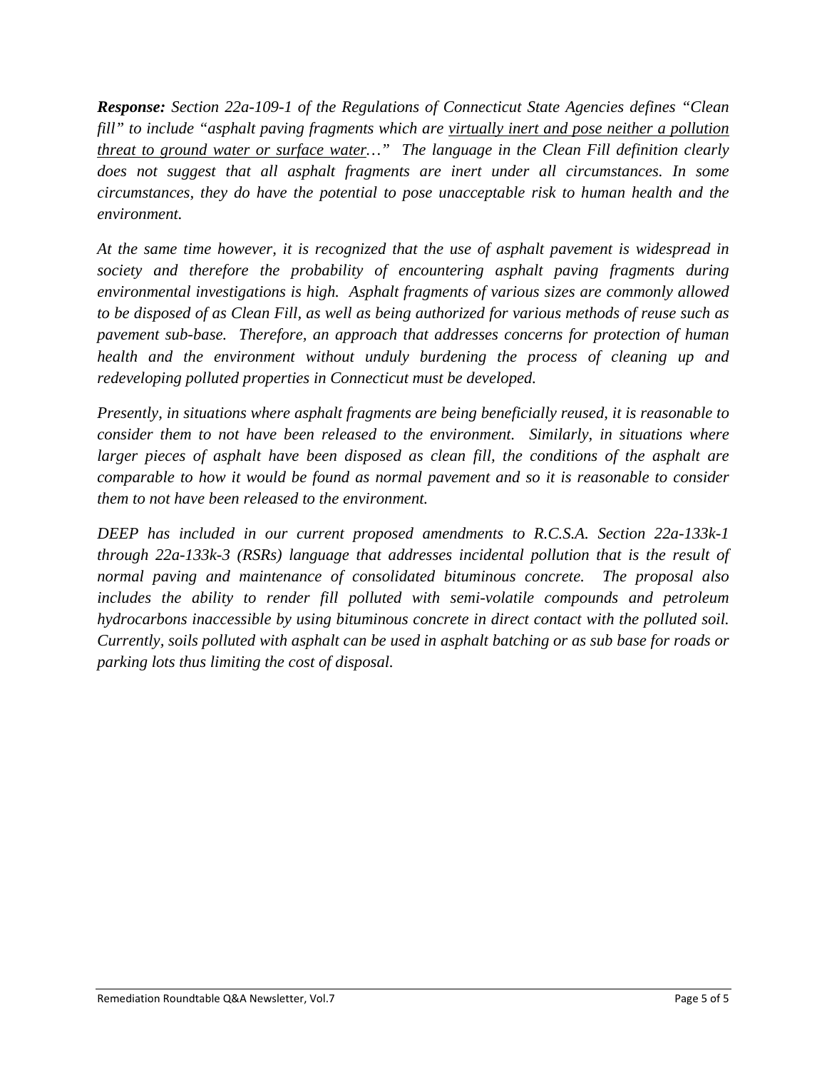***Response:*** *Section 22a-109-1 of the Regulations of Connecticut State Agencies defines "Clean fill" to include "asphalt paving fragments which are <u>virtually inert and pose neither a pollution threat to ground water or surface water</u>…" The language in the Clean Fill definition clearly does not suggest that all asphalt fragments are inert under all circumstances. In some circumstances, they do have the potential to pose unacceptable risk to human health and the environment.*

*At the same time however, it is recognized that the use of asphalt pavement is widespread in society and therefore the probability of encountering asphalt paving fragments during environmental investigations is high. Asphalt fragments of various sizes are commonly allowed to be disposed of as Clean Fill, as well as being authorized for various methods of reuse such as pavement sub-base. Therefore, an approach that addresses concerns for protection of human health and the environment without unduly burdening the process of cleaning up and redeveloping polluted properties in Connecticut must be developed.*

*Presently, in situations where asphalt fragments are being beneficially reused, it is reasonable to consider them to not have been released to the environment. Similarly, in situations where larger pieces of asphalt have been disposed as clean fill, the conditions of the asphalt are comparable to how it would be found as normal pavement and so it is reasonable to consider them to not have been released to the environment.*

*DEEP has included in our current proposed amendments to R.C.S.A. Section 22a-133k-1 through 22a-133k-3 (RSRs) language that addresses incidental pollution that is the result of normal paving and maintenance of consolidated bituminous concrete. The proposal also includes the ability to render fill polluted with semi-volatile compounds and petroleum hydrocarbons inaccessible by using bituminous concrete in direct contact with the polluted soil. Currently, soils polluted with asphalt can be used in asphalt batching or as sub base for roads or parking lots thus limiting the cost of disposal.*